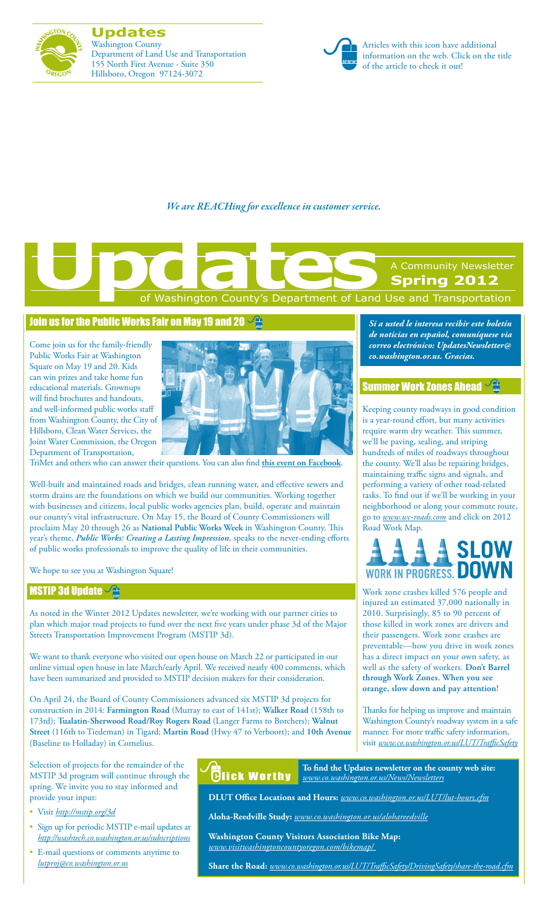# Updates

Washington County
Department of Land Use and Transportation
155 North First Avenue - Suite 350
Hillsboro, Oregon 97124-3072

Articles with this icon have additional information on the web. Click on the title of the article to check it out!

*We are REACHing for excellence in customer service.*

# Updates

A Community Newsletter
**Spring 2012**
of Washington County's Department of Land Use and Transportation

## Join us for the Public Works Fair on May 19 and 20

Come join us for the family-friendly Public Works Fair at Washington Square on May 19 and 20. Kids can win prizes and take home fun educational materials. Grownups will find brochures and handouts, and well-informed public works staff from Washington County, the City of Hillsboro, Clean Water Services, the Joint Water Commission, the Oregon Department of Transportation, TriMet and others who can answer their questions. You can also find **this event on Facebook**.

Well-built and maintained roads and bridges, clean running water, and effective sewers and storm drains are the foundations on which we build our communities. Working together with businesses and citizens, local public works agencies plan, build, operate and maintain our county's vital infrastructure. On May 15, the Board of County Commissioners will proclaim May 20 through 26 as **National Public Works Week** in Washington County. This year's theme, ***Public Works: Creating a Lasting Impression***, speaks to the never-ending efforts of public works professionals to improve the quality of life in their communities.

We hope to see you at Washington Square!

## MSTIP 3d Update

As noted in the Winter 2012 Updates newsletter, we're working with our partner cities to plan which major road projects to fund over the next five years under phase 3d of the Major Streets Transportation Improvement Program (MSTIP 3d).

We want to thank everyone who visited our open house on March 22 or participated in our online virtual open house in late March/early April. We received nearly 400 comments, which have been summarized and provided to MSTIP decision makers for their consideration.

On April 24, the Board of County Commissioners advanced six MSTIP 3d projects for construction in 2014: **Farmington Road** (Murray to east of 141st); **Walker Road** (158th to 173rd); **Tualatin-Sherwood Road/Roy Rogers Road** (Langer Farms to Borchers); **Walnut Street** (116th to Tiedeman) in Tigard; **Martin Road** (Hwy 47 to Verboort); and **10th Avenue** (Baseline to Holladay) in Cornelius.

Selection of projects for the remainder of the MSTIP 3d program will continue through the spring. We invite you to stay informed and provide your input:

- Visit *http://mstip.org/3d*
- Sign up for periodic MSTIP e-mail updates at *http://washtech.co.washington.or.us/subscriptions*
- E-mail questions or comments anytime to *lutproj@co.washington.or.us*

***Si a usted le interesa recibir este boletín de noticias en español, comuníquese via correo electrónico: UpdatesNewsletter@co.washington.or.us. Gracias.***

## Summer Work Zones Ahead

Keeping county roadways in good condition is a year-round effort, but many activities require warm dry weather. This summer, we'll be paving, sealing, and striping hundreds of miles of roadways throughout the county. We'll also be repairing bridges, maintaining traffic signs and signals, and performing a variety of other road-related tasks. To find out if we'll be working in your neighborhood or along your commute route, go to *www.wc-roads.com* and click on 2012 Road Work Map.

SLOW DOWN — WORK IN PROGRESS.

Work zone crashes killed 576 people and injured an estimated 37,000 nationally in 2010. Surprisingly, 85 to 90 percent of those killed in work zones are drivers and their passengers. Work zone crashes are preventable—how you drive in work zones has a direct impact on your own safety, as well as the safety of workers. **Don't Barrel through Work Zones. When you see orange, slow down and pay attention!**

Thanks for helping us improve and maintain Washington County's roadway system in a safe manner. For more traffic safety information, visit *www.co.washington.or.us/LUT/TrafficSafety*

## Click Worthy

**To find the Updates newsletter on the county web site:** *www.co.washington.or.us/News/Newsletters*

**DLUT Office Locations and Hours:** *www.co.washington.or.us/LUT/lut-hours.cfm*

**Aloha-Reedville Study:** *www.co.washington.or.us/alohareedville*

**Washington County Visitors Association Bike Map:** *www.visitwashingtoncountyoregon.com/bikemap/*

**Share the Road:** *www.co.washington.or.us/LUT/TrafficSafety/DrivingSafety/share-the-road.cfm*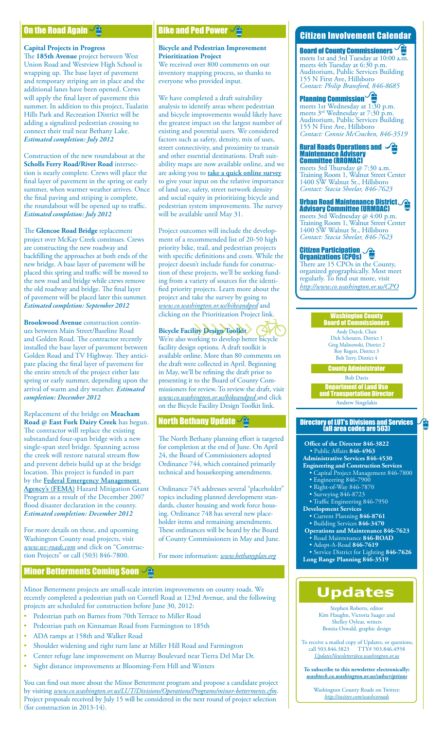## On the Road Again

**Capital Projects in Progress**

The **185th Avenue** project between West Union Road and Westview High School is wrapping up. The base layer of pavement and temporary striping are in place and the additional lanes have been opened. Crews will apply the final layer of pavement this summer. In addition to this project, Tualatin Hills Park and Recreation District will be adding a signalized pedestrian crossing to connect their trail near Bethany Lake. ***Estimated completion: July 2012***

Construction of the new roundabout at the **Scholls Ferry Road/River Road** intersection is nearly complete. Crews will place the final layer of pavement in the spring or early summer, when warmer weather arrives. Once the final paving and striping is complete, the roundabout will be opened up to traffic. ***Estimated completion: July 2012***

The **Glencoe Road Bridge** replacement project over McKay Creek continues. Crews are constructing the new roadway and backfilling the approaches at both ends of the new bridge. A base layer of pavement will be placed this spring and traffic will be moved to the new road and bridge while crews remove the old roadway and bridge. The final layer of pavement will be placed later this summer. ***Estimated completion: September 2012***

**Brookwood Avenue** construction continues between Main Street/Baseline Road and Golden Road. The contractor recently installed the base layer of pavement between Golden Road and TV Highway. They anticipate placing the final layer of pavement for the entire stretch of the project either late spring or early summer, depending upon the arrival of warm and dry weather. ***Estimated completion: December 2012***

Replacement of the bridge on **Meacham Road @ East Fork Dairy Creek** has begun. The contractor will replace the existing substandard four-span bridge with a new single-span steel bridge. Spanning across the creek will restore natural stream flow and prevent debris build up at the bridge location. This project is funded in part by the **Federal Emergency Management Agency's (FEMA)** Hazard Mitigation Grant Program as a result of the December 2007 flood disaster declaration in the county. ***Estimated completion: December 2012***

For more details on these, and upcoming Washington County road projects, visit *www.wc-roads.com* and click on "Construction Projects" or call (503) 846-7800.

## Bike and Ped Power

**Bicycle and Pedestrian Improvement Prioritization Project**

We received over 800 comments on our inventory mapping process, so thanks to everyone who provided input.

We have completed a draft suitability analysis to identify areas where pedestrian and bicycle improvements would likely have the greatest impact on the largest number of existing and potential users. We considered factors such as safety, density, mix of uses, street connectivity, and proximity to transit and other essential destinations. Draft suitability maps are now available online, and we are asking you to **take a quick online survey** to give your input on the relative importance of land use, safety, street network density and social equity in prioritizing bicycle and pedestrian system improvements. The survey will be available until May 31.

Project outcomes will include the development of a recommended list of 20-50 high priority bike, trail, and pedestrian projects with specific definitions and costs. While the project doesn't include funds for construction of these projects, we'll be seeking funding from a variety of sources for the identified priority projects. Learn more about the project and take the survey by going to *www.co.washington.or.us/bikeandped* and clicking on the Prioritization Project link.

**Bicycle Facility Design Toolkit**

We're also working to develop better bicycle facility design options. A draft toolkit is available online. More than 80 comments on the draft were collected in April. Beginning in May, we'll be refining the draft prior to presenting it to the Board of County Commissioners for review. To review the draft, visit *www.co.washington.or.us/bikeandped* and click on the Bicycle Facility Design Toolkit link.

## North Bethany Update

The North Bethany planning effort is targeted for completion at the end of June. On April 24, the Board of Commissioners adopted Ordinance 744, which contained primarily technical and housekeeping amendments.

Ordinance 745 addresses several "placeholder" topics including planned development standards, cluster housing and work force housing. Ordinance 748 has several new placeholder items and remaining amendments. These ordinances will be heard by the Board of County Commissioners in May and June.

For more information: *www.bethanyplan.org*

## Minor Betterments Coming Soon

Minor Betterment projects are small-scale interim improvements on county roads. We recently completed a pedestrian path on Cornell Road at 123rd Avenue, and the following projects are scheduled for construction before June 30, 2012:

- Pedestrian path on Barnes from 70th Terrace to Miller Road
- Pedestrian path on Kinnaman Road from Farmington to 185th
- ADA ramps at 158th and Walker Road
- Shoulder widening and right turn lane at Miller Hill Road and Farmington
- Center refuge lane improvement on Murray Boulevard near Tierra Del Mar Dr.
- Sight distance improvements at Blooming-Fern Hill and Winters

You can find out more about the Minor Betterment program and propose a candidate project by visiting *www.co.washington.or.us/LUT/Divisions/Operations/Programs/minor-betterments.cfm*. Project proposals received by July 15 will be considered in the next round of project selection (for construction in 2013-14).

## Citizen Involvement Calendar

**Board of County Commissioners**
meets 1st and 3rd Tuesday at 10:00 a.m.
meets 4th Tuesday at 6:30 p.m.
Auditorium, Public Services Building
155 N First Ave, Hillsboro
*Contact: Philip Bransford, 846-8685*

**Planning Commission**
meets 1st Wednesday at 1:30 p.m.
meets 3rd Wednesday at 7:30 p.m.
Auditorium, Public Services Building
155 N First Ave, Hillsboro
*Contact: Connie McCracken, 846-3519*

**Rural Roads Operations and Maintenance Advisory Committee (RROMAC)**
meets 3rd Thursday @ 7:30 a.m.
Training Room 1, Walnut Street Center
1400 SW Walnut St., Hillsboro
*Contact: Stacia Sheelar, 846-7623*

**Urban Road Maintenance District Advisory Committee (URMDAC)**
meets 3rd Wednesday @ 4:00 p.m.
Training Room 1, Walnut Street Center
1400 SW Walnut St., Hillsboro
*Contact: Stacia Sheelar, 846-7623*

**Citizen Participation Organizations (CPOs)**
There are 15 CPOs in the County, organized geographically. Most meet regularly. To find out more, visit *http://www.co.washington.or.us/CPO*

**Washington County Board of Commissioners**

Andy Duyck, Chair
Dick Schouten, District 1
Greg Malinowski, District 2
Roy Rogers, District 3
Bob Terry, District 4

**County Administrator**

Bob Davis

**Department of Land Use and Transportation Director**

Andrew Singelakis

## Directory of LUT's Divisions and Services (all area codes are 503)

**Office of the Director 846-3822**
- Public Affairs **846-4963**

**Administrative Services 846-4530**

**Engineering and Construction Services**
- Capital Project Management 846-7800
- Engineering 846-7900
- Right-of-Way 846-7870
- Surveying 846-8723
- Traffic Engineering 846-7950

**Development Services**
- Current Planning **846-8761**
- Building Services **846-3470**

**Operations and Maintenance 846-7623**
- Road Maintenance **846-ROAD**
- Adopt-A-Road **846-7619**
- Service District for Lighting **846-7626**

**Long Range Planning 846-3519**

# Updates

Stephen Roberts, editor
Kim Haughn, Victoria Saager and Shelley Oylear, writers
Bonita Oswald, graphic design

To receive a mailed copy of Updates, or questions, call 503.846.3823 TTY# 503.846.4958
*UpdatesNewsletter@co.washington.or.us*

**To subscribe to this newsletter electronically: *washtech.co.washington.or.us/subscriptions***

Washington County Roads on Twitter: *http://twitter.com/washcoroads*